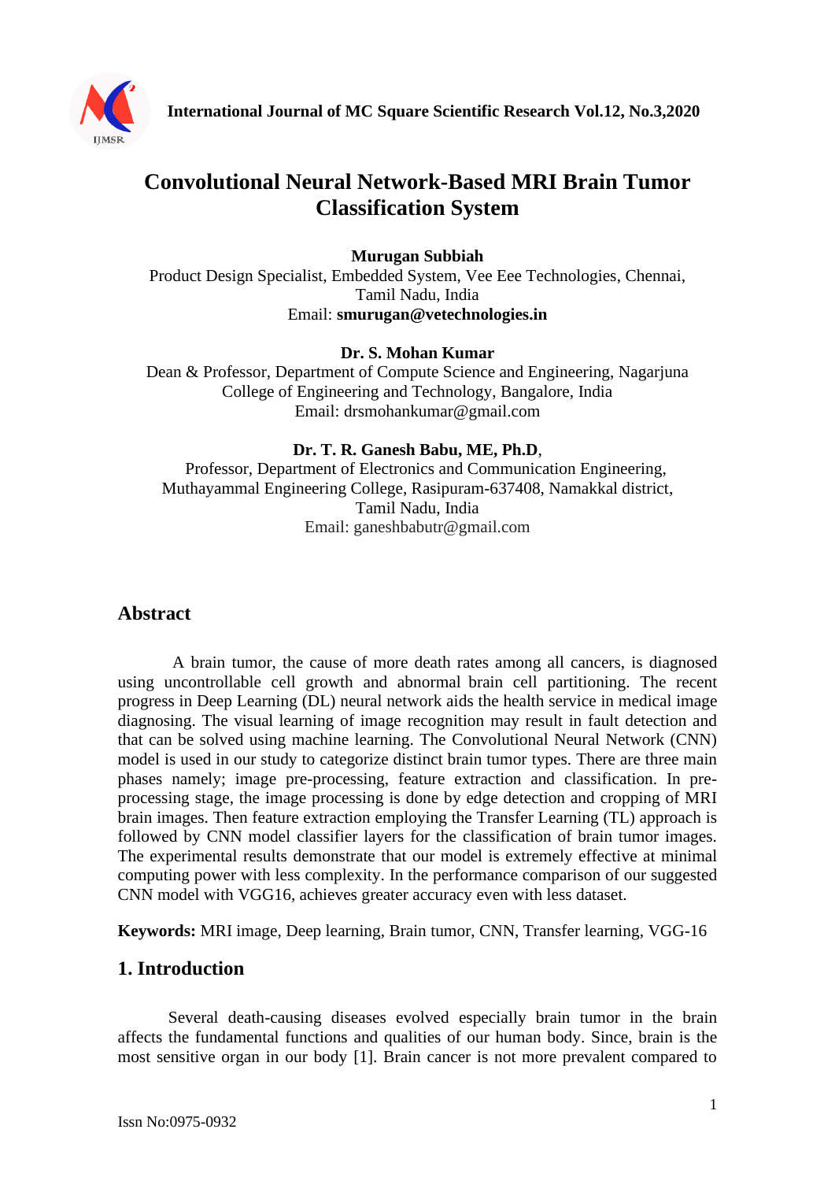// Convolutional Neural Network-Based MRI Brain Tumor Classification System

**Murugan Subbiah**
Product Design Specialist, Embedded System, Vee Eee Technologies, Chennai, Tamil Nadu, India
Email: **smurugan@vetechnologies.in**

**Dr. S. Mohan Kumar**
Dean & Professor, Department of Compute Science and Engineering, Nagarjuna College of Engineering and Technology, Bangalore, India
Email: drsmohankumar@gmail.com

**Dr. T. R. Ganesh Babu, ME, Ph.D**,
Professor, Department of Electronics and Communication Engineering, Muthayammal Engineering College, Rasipuram-637408, Namakkal district, Tamil Nadu, India
Email: ganeshbabutr@gmail.com

## Abstract

A brain tumor, the cause of more death rates among all cancers, is diagnosed using uncontrollable cell growth and abnormal brain cell partitioning. The recent progress in Deep Learning (DL) neural network aids the health service in medical image diagnosing. The visual learning of image recognition may result in fault detection and that can be solved using machine learning. The Convolutional Neural Network (CNN) model is used in our study to categorize distinct brain tumor types. There are three main phases namely; image pre-processing, feature extraction and classification. In pre-processing stage, the image processing is done by edge detection and cropping of MRI brain images. Then feature extraction employing the Transfer Learning (TL) approach is followed by CNN model classifier layers for the classification of brain tumor images. The experimental results demonstrate that our model is extremely effective at minimal computing power with less complexity. In the performance comparison of our suggested CNN model with VGG16, achieves greater accuracy even with less dataset.

**Keywords:** MRI image, Deep learning, Brain tumor, CNN, Transfer learning, VGG-16

## 1. Introduction

Several death-causing diseases evolved especially brain tumor in the brain affects the fundamental functions and qualities of our human body. Since, brain is the most sensitive organ in our body [1]. Brain cancer is not more prevalent compared to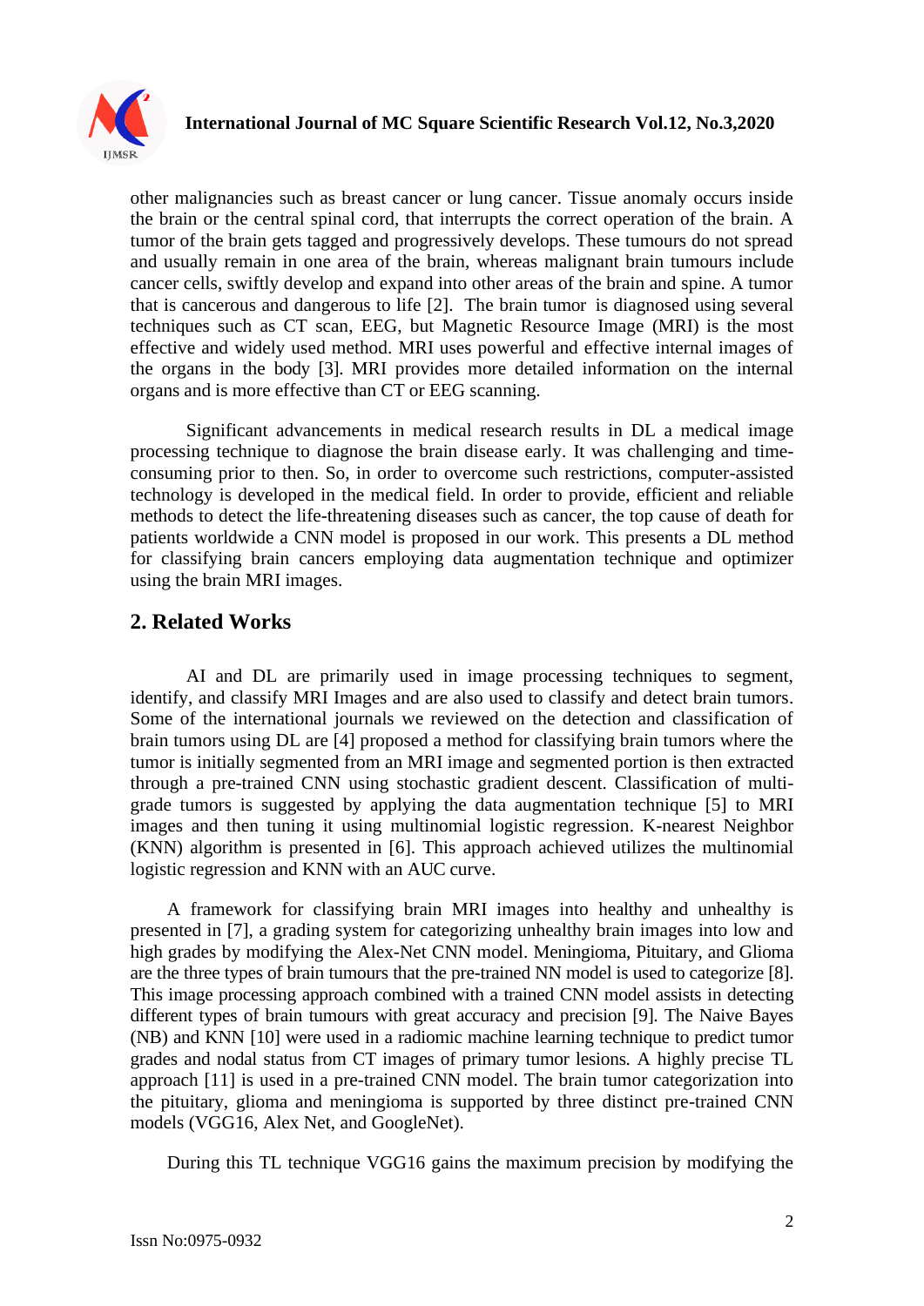other malignancies such as breast cancer or lung cancer. Tissue anomaly occurs inside the brain or the central spinal cord, that interrupts the correct operation of the brain. A tumor of the brain gets tagged and progressively develops. These tumours do not spread and usually remain in one area of the brain, whereas malignant brain tumours include cancer cells, swiftly develop and expand into other areas of the brain and spine. A tumor that is cancerous and dangerous to life [2]. The brain tumor is diagnosed using several techniques such as CT scan, EEG, but Magnetic Resource Image (MRI) is the most effective and widely used method. MRI uses powerful and effective internal images of the organs in the body [3]. MRI provides more detailed information on the internal organs and is more effective than CT or EEG scanning.

Significant advancements in medical research results in DL a medical image processing technique to diagnose the brain disease early. It was challenging and time-consuming prior to then. So, in order to overcome such restrictions, computer-assisted technology is developed in the medical field. In order to provide, efficient and reliable methods to detect the life-threatening diseases such as cancer, the top cause of death for patients worldwide a CNN model is proposed in our work. This presents a DL method for classifying brain cancers employing data augmentation technique and optimizer using the brain MRI images.

## 2. Related Works

AI and DL are primarily used in image processing techniques to segment, identify, and classify MRI Images and are also used to classify and detect brain tumors. Some of the international journals we reviewed on the detection and classification of brain tumors using DL are [4] proposed a method for classifying brain tumors where the tumor is initially segmented from an MRI image and segmented portion is then extracted through a pre-trained CNN using stochastic gradient descent. Classification of multi-grade tumors is suggested by applying the data augmentation technique [5] to MRI images and then tuning it using multinomial logistic regression. K-nearest Neighbor (KNN) algorithm is presented in [6]. This approach achieved utilizes the multinomial logistic regression and KNN with an AUC curve.

A framework for classifying brain MRI images into healthy and unhealthy is presented in [7], a grading system for categorizing unhealthy brain images into low and high grades by modifying the Alex-Net CNN model. Meningioma, Pituitary, and Glioma are the three types of brain tumours that the pre-trained NN model is used to categorize [8]. This image processing approach combined with a trained CNN model assists in detecting different types of brain tumours with great accuracy and precision [9]. The Naive Bayes (NB) and KNN [10] were used in a radiomic machine learning technique to predict tumor grades and nodal status from CT images of primary tumor lesions. A highly precise TL approach [11] is used in a pre-trained CNN model. The brain tumor categorization into the pituitary, glioma and meningioma is supported by three distinct pre-trained CNN models (VGG16, Alex Net, and GoogleNet).

During this TL technique VGG16 gains the maximum precision by modifying the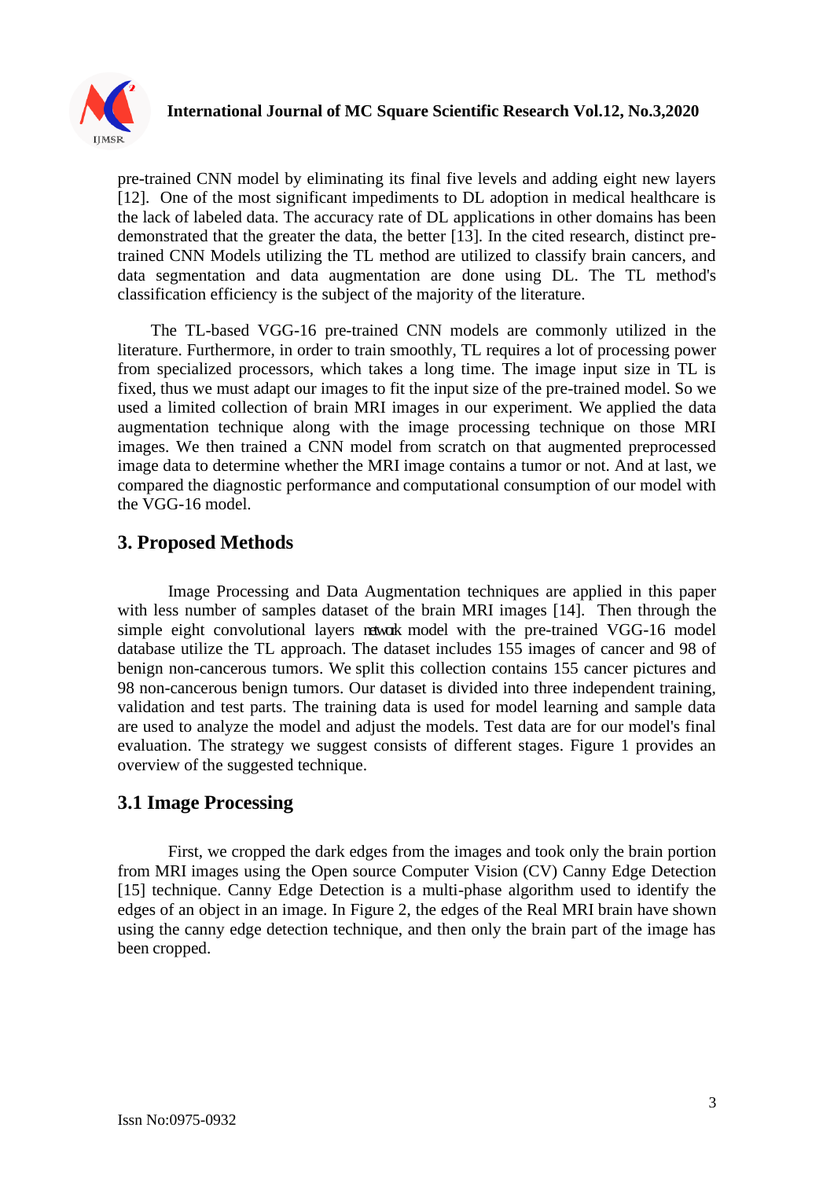pre-trained CNN model by eliminating its final five levels and adding eight new layers [12]. One of the most significant impediments to DL adoption in medical healthcare is the lack of labeled data. The accuracy rate of DL applications in other domains has been demonstrated that the greater the data, the better [13]. In the cited research, distinct pre-trained CNN Models utilizing the TL method are utilized to classify brain cancers, and data segmentation and data augmentation are done using DL. The TL method's classification efficiency is the subject of the majority of the literature.

The TL-based VGG-16 pre-trained CNN models are commonly utilized in the literature. Furthermore, in order to train smoothly, TL requires a lot of processing power from specialized processors, which takes a long time. The image input size in TL is fixed, thus we must adapt our images to fit the input size of the pre-trained model. So we used a limited collection of brain MRI images in our experiment. We applied the data augmentation technique along with the image processing technique on those MRI images. We then trained a CNN model from scratch on that augmented preprocessed image data to determine whether the MRI image contains a tumor or not. And at last, we compared the diagnostic performance and computational consumption of our model with the VGG-16 model.

## 3. Proposed Methods

Image Processing and Data Augmentation techniques are applied in this paper with less number of samples dataset of the brain MRI images [14]. Then through the simple eight convolutional layers network model with the pre-trained VGG-16 model database utilize the TL approach. The dataset includes 155 images of cancer and 98 of benign non-cancerous tumors. We split this collection contains 155 cancer pictures and 98 non-cancerous benign tumors. Our dataset is divided into three independent training, validation and test parts. The training data is used for model learning and sample data are used to analyze the model and adjust the models. Test data are for our model's final evaluation. The strategy we suggest consists of different stages. Figure 1 provides an overview of the suggested technique.

### 3.1 Image Processing

First, we cropped the dark edges from the images and took only the brain portion from MRI images using the Open source Computer Vision (CV) Canny Edge Detection [15] technique. Canny Edge Detection is a multi-phase algorithm used to identify the edges of an object in an image. In Figure 2, the edges of the Real MRI brain have shown using the canny edge detection technique, and then only the brain part of the image has been cropped.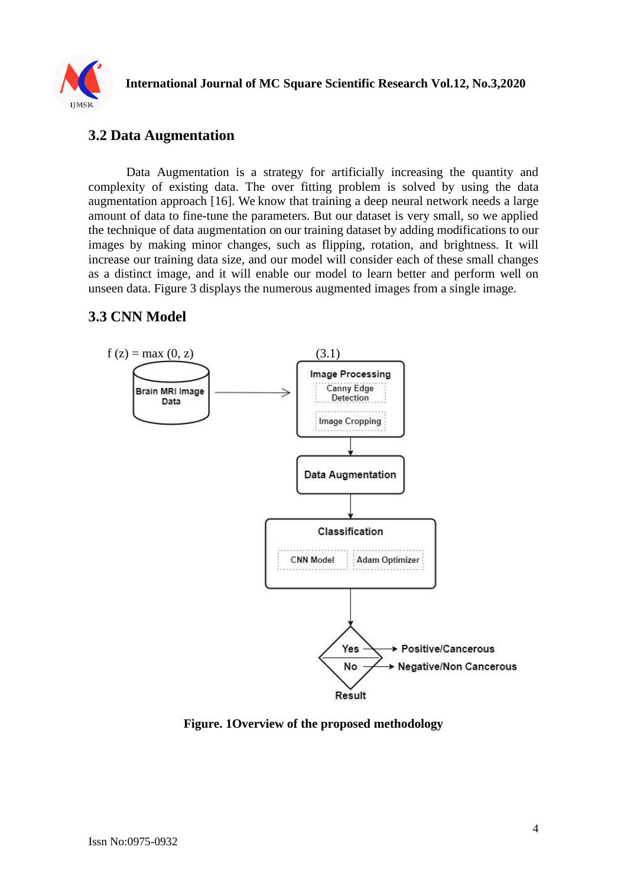## 3.2 Data Augmentation

Data Augmentation is a strategy for artificially increasing the quantity and complexity of existing data. The over fitting problem is solved by using the data augmentation approach [16]. We know that training a deep neural network needs a large amount of data to fine-tune the parameters. But our dataset is very small, so we applied the technique of data augmentation on our training dataset by adding modifications to our images by making minor changes, such as flipping, rotation, and brightness. It will increase our training data size, and our model will consider each of these small changes as a distinct image, and it will enable our model to learn better and perform well on unseen data. Figure 3 displays the numerous augmented images from a single image.

## 3.3 CNN Model

$$f(z) = \max(0, z) \tag{3.1}$$

**Figure. 1Overview of the proposed methodology**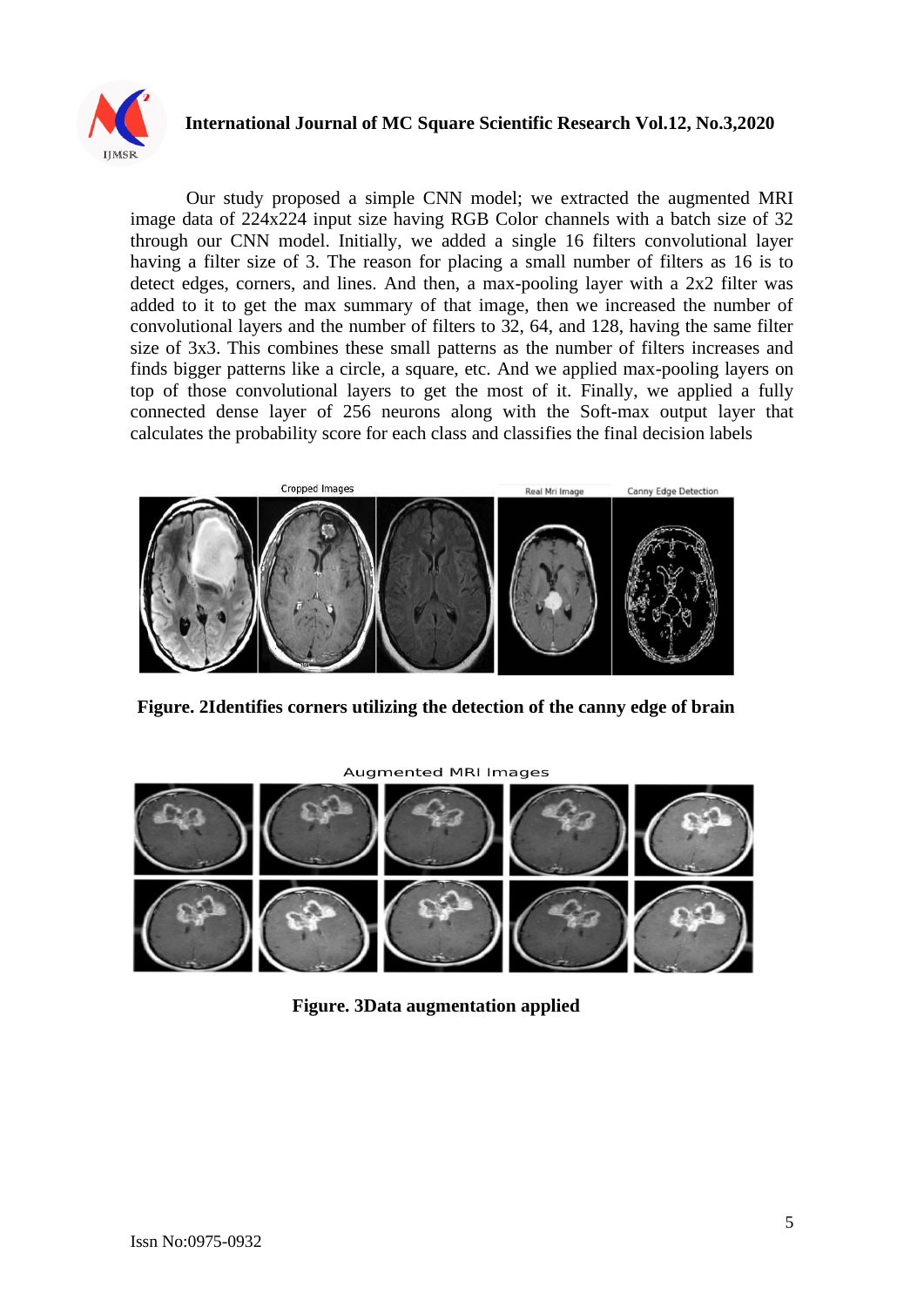Our study proposed a simple CNN model; we extracted the augmented MRI image data of 224x224 input size having RGB Color channels with a batch size of 32 through our CNN model. Initially, we added a single 16 filters convolutional layer having a filter size of 3. The reason for placing a small number of filters as 16 is to detect edges, corners, and lines. And then, a max-pooling layer with a 2x2 filter was added to it to get the max summary of that image, then we increased the number of convolutional layers and the number of filters to 32, 64, and 128, having the same filter size of 3x3. This combines these small patterns as the number of filters increases and finds bigger patterns like a circle, a square, etc. And we applied max-pooling layers on top of those convolutional layers to get the most of it. Finally, we applied a fully connected dense layer of 256 neurons along with the Soft-max output layer that calculates the probability score for each class and classifies the final decision labels

**Figure. 2Identifies corners utilizing the detection of the canny edge of brain**

**Figure. 3Data augmentation applied**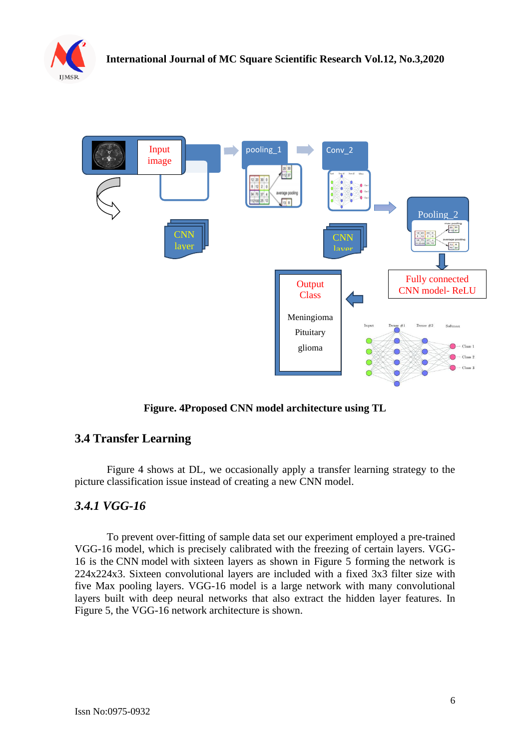**Figure. 4Proposed CNN model architecture using TL**

## 3.4 Transfer Learning

Figure 4 shows at DL, we occasionally apply a transfer learning strategy to the picture classification issue instead of creating a new CNN model.

### *3.4.1 VGG-16*

To prevent over-fitting of sample data set our experiment employed a pre-trained VGG-16 model, which is precisely calibrated with the freezing of certain layers. VGG-16 is the CNN model with sixteen layers as shown in Figure 5 forming the network is 224x224x3. Sixteen convolutional layers are included with a fixed 3x3 filter size with five Max pooling layers. VGG-16 model is a large network with many convolutional layers built with deep neural networks that also extract the hidden layer features. In Figure 5, the VGG-16 network architecture is shown.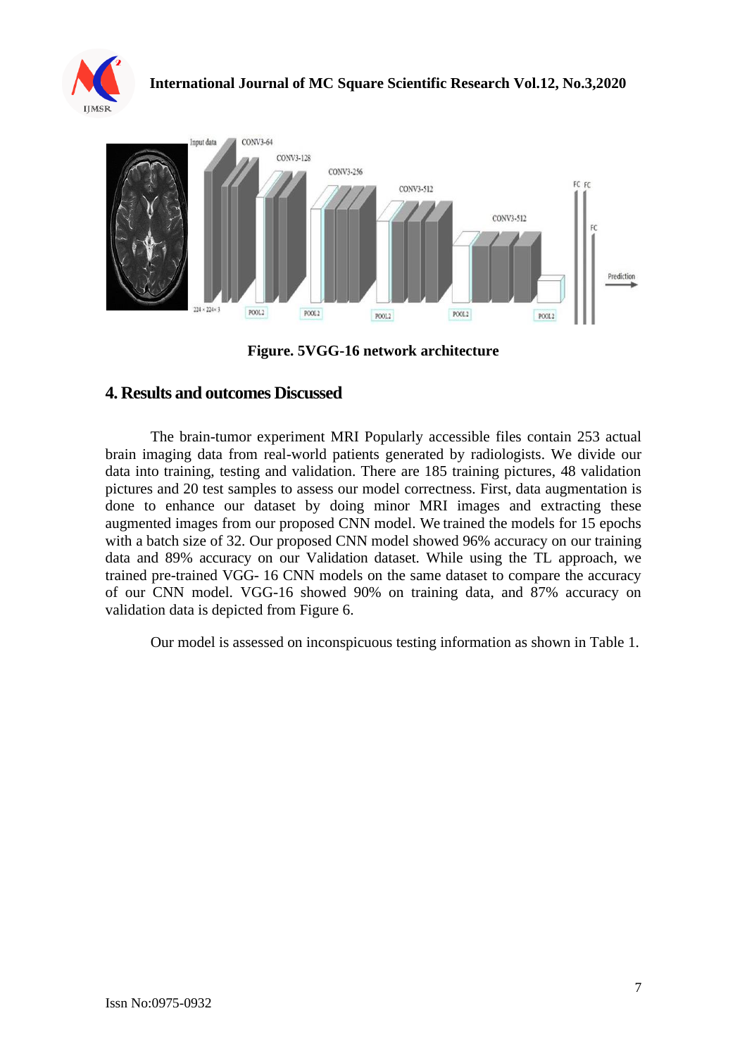**Figure. 5VGG-16 network architecture**

## 4. Results and outcomes Discussed

The brain-tumor experiment MRI Popularly accessible files contain 253 actual brain imaging data from real-world patients generated by radiologists. We divide our data into training, testing and validation. There are 185 training pictures, 48 validation pictures and 20 test samples to assess our model correctness. First, data augmentation is done to enhance our dataset by doing minor MRI images and extracting these augmented images from our proposed CNN model. We trained the models for 15 epochs with a batch size of 32. Our proposed CNN model showed 96% accuracy on our training data and 89% accuracy on our Validation dataset. While using the TL approach, we trained pre-trained VGG- 16 CNN models on the same dataset to compare the accuracy of our CNN model. VGG-16 showed 90% on training data, and 87% accuracy on validation data is depicted from Figure 6.

Our model is assessed on inconspicuous testing information as shown in Table 1.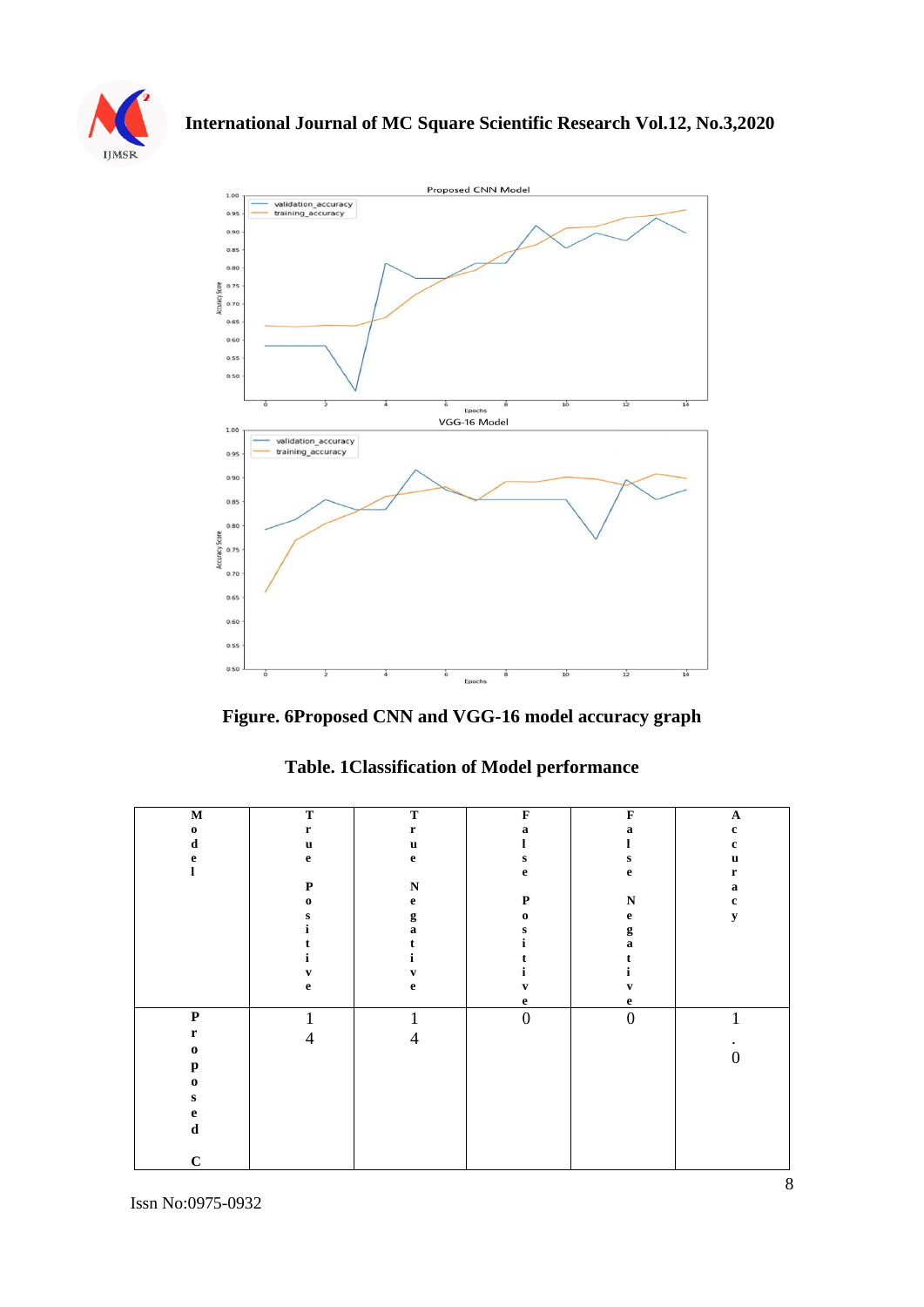**Figure. 6Proposed CNN and VGG-16 model accuracy graph**

**Table. 1Classification of Model performance**

| Model | True Positive | True Negative | False Positive | False Negative | Accuracy |
|---|---|---|---|---|---|
| Proposed C | 14 | 14 | 0 | 0 | 1.0 |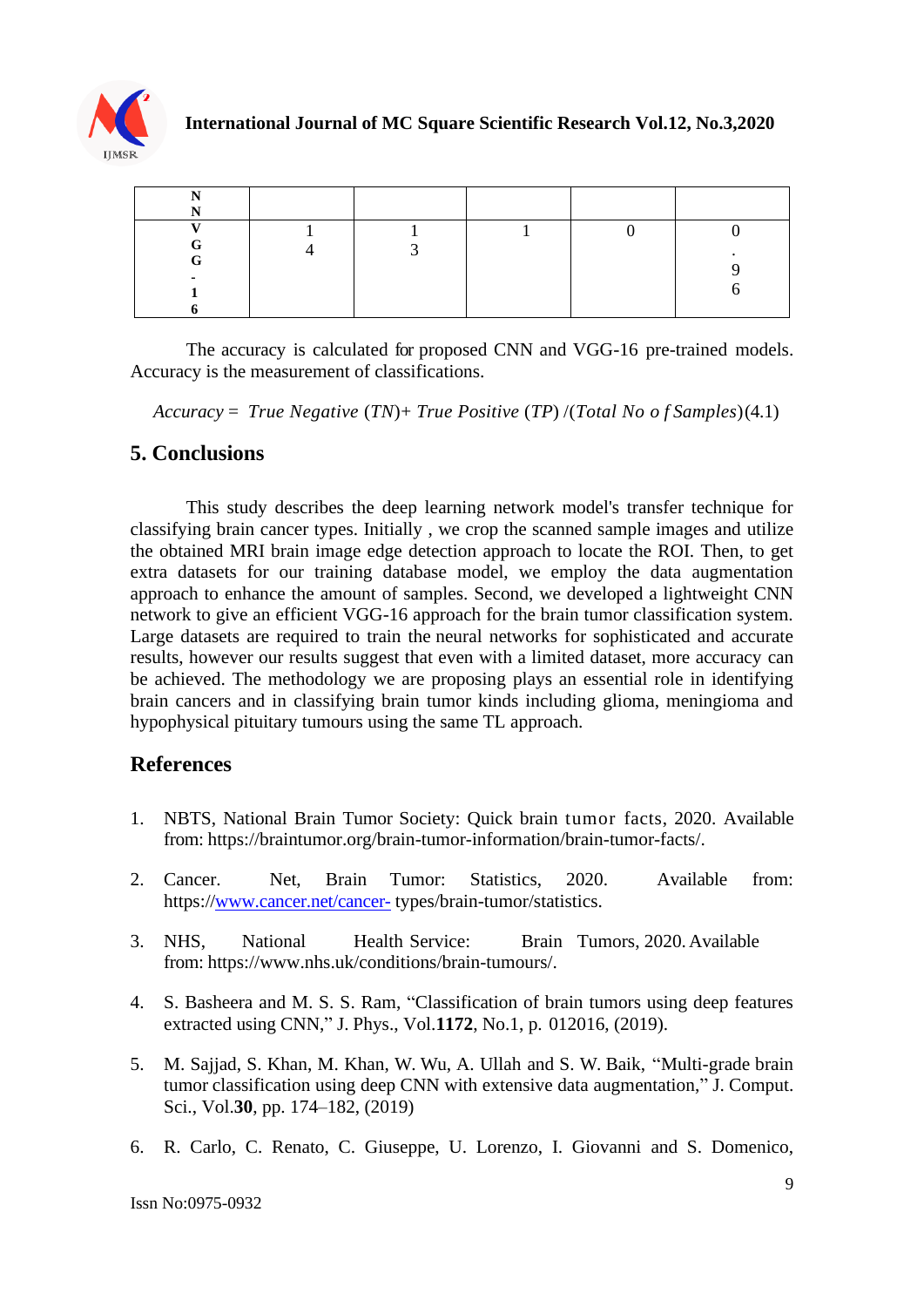| NN | | | | | |
| --- | --- | --- | --- | --- | --- |
| VGG-16 | 14 | 13 | 1 | 0 | 0.96 |

The accuracy is calculated for proposed CNN and VGG-16 pre-trained models. Accuracy is the measurement of classifications.

$$Accuracy = True\ Negative\ (TN) + True\ Positive\ (TP)\ /(Total\ No\ of\ Samples) \quad (4.1)$$

## 5. Conclusions

This study describes the deep learning network model's transfer technique for classifying brain cancer types. Initially , we crop the scanned sample images and utilize the obtained MRI brain image edge detection approach to locate the ROI. Then, to get extra datasets for our training database model, we employ the data augmentation approach to enhance the amount of samples. Second, we developed a lightweight CNN network to give an efficient VGG-16 approach for the brain tumor classification system. Large datasets are required to train the neural networks for sophisticated and accurate results, however our results suggest that even with a limited dataset, more accuracy can be achieved. The methodology we are proposing plays an essential role in identifying brain cancers and in classifying brain tumor kinds including glioma, meningioma and hypophysical pituitary tumours using the same TL approach.

## References

1. NBTS, National Brain Tumor Society: Quick brain tumor facts, 2020. Available from: https://braintumor.org/brain-tumor-information/brain-tumor-facts/.
2. Cancer. Net, Brain Tumor: Statistics, 2020. Available from: https://www.cancer.net/cancer- types/brain-tumor/statistics.
3. NHS, National Health Service: Brain Tumors, 2020. Available from: https://www.nhs.uk/conditions/brain-tumours/.
4. S. Basheera and M. S. S. Ram, "Classification of brain tumors using deep features extracted using CNN," J. Phys., Vol.**1172**, No.1, p. 012016, (2019).
5. M. Sajjad, S. Khan, M. Khan, W. Wu, A. Ullah and S. W. Baik, "Multi-grade brain tumor classification using deep CNN with extensive data augmentation," J. Comput. Sci., Vol.**30**, pp. 174–182, (2019)
6. R. Carlo, C. Renato, C. Giuseppe, U. Lorenzo, I. Giovanni and S. Domenico,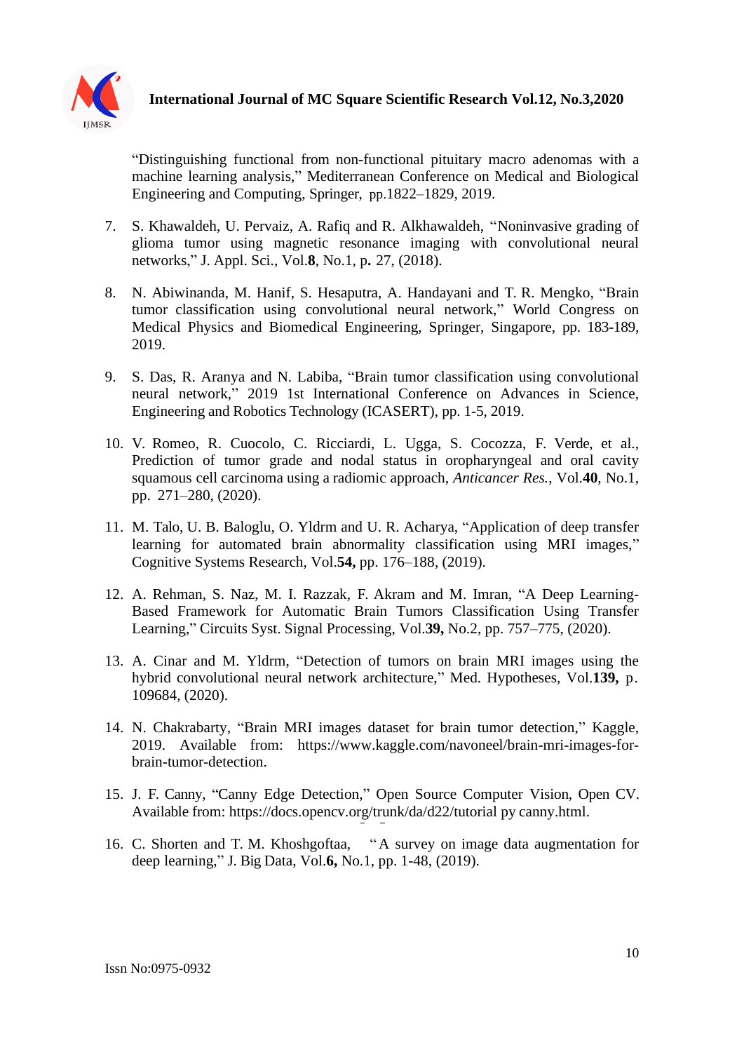"Distinguishing functional from non-functional pituitary macro adenomas with a machine learning analysis," Mediterranean Conference on Medical and Biological Engineering and Computing, Springer, pp.1822–1829, 2019.

7. S. Khawaldeh, U. Pervaiz, A. Rafiq and R. Alkhawaldeh, "Noninvasive grading of glioma tumor using magnetic resonance imaging with convolutional neural networks," J. Appl. Sci., Vol.**8**, No.1, p**.** 27, (2018).

8. N. Abiwinanda, M. Hanif, S. Hesaputra, A. Handayani and T. R. Mengko, "Brain tumor classification using convolutional neural network," World Congress on Medical Physics and Biomedical Engineering, Springer, Singapore, pp. 183-189, 2019.

9. S. Das, R. Aranya and N. Labiba, "Brain tumor classification using convolutional neural network," 2019 1st International Conference on Advances in Science, Engineering and Robotics Technology (ICASERT), pp. 1-5, 2019.

10. V. Romeo, R. Cuocolo, C. Ricciardi, L. Ugga, S. Cocozza, F. Verde, et al., Prediction of tumor grade and nodal status in oropharyngeal and oral cavity squamous cell carcinoma using a radiomic approach, *Anticancer Res.*, Vol.**40**, No.1, pp. 271–280, (2020).

11. M. Talo, U. B. Baloglu, O. Yldrm and U. R. Acharya, "Application of deep transfer learning for automated brain abnormality classification using MRI images," Cognitive Systems Research, Vol.**54,** pp. 176–188, (2019).

12. A. Rehman, S. Naz, M. I. Razzak, F. Akram and M. Imran, "A Deep Learning-Based Framework for Automatic Brain Tumors Classification Using Transfer Learning," Circuits Syst. Signal Processing, Vol.**39,** No.2, pp. 757–775, (2020).

13. A. Cinar and M. Yldrm, "Detection of tumors on brain MRI images using the hybrid convolutional neural network architecture," Med. Hypotheses, Vol.**139,** p. 109684, (2020).

14. N. Chakrabarty, "Brain MRI images dataset for brain tumor detection," Kaggle, 2019. Available from: https://www.kaggle.com/navoneel/brain-mri-images-for-brain-tumor-detection.

15. J. F. Canny, "Canny Edge Detection," Open Source Computer Vision, Open CV. Available from: https://docs.opencv.org/trunk/da/d22/tutorial py canny.html.

16. C. Shorten and T. M. Khoshgoftaa, "A survey on image data augmentation for deep learning," J. Big Data, Vol.**6,** No.1, pp. 1-48, (2019).